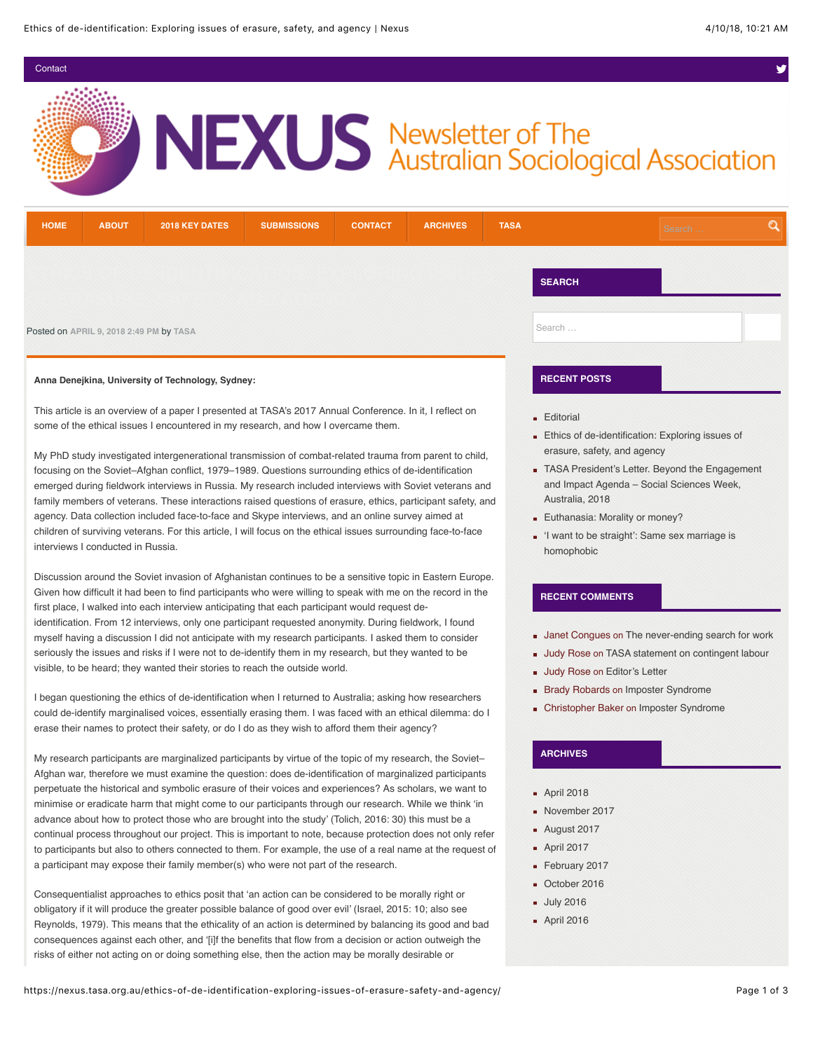# NEXUS Newsletter of The Australian Sociological Association

Posted on APRIL 9, 2018 2:49 PM by TASA

**Anna Denejkina, University of Technology, Sydney:**

This article is an overview of a paper I presented at TASA's 2017 Annual Conference. In it, I reflect on some of the ethical issues I encountered in my research, and how I overcame them.

My PhD study investigated intergenerational transmission of combat-related trauma from parent to child, focusing on the Soviet–Afghan conflict, 1979–1989. Questions surrounding ethics of de-identification emerged during fieldwork interviews in Russia. My research included interviews with Soviet veterans and family members of veterans. These interactions raised questions of erasure, ethics, participant safety, and agency. Data collection included face-to-face and Skype interviews, and an online survey aimed at children of surviving veterans. For this article, I will focus on the ethical issues surrounding face-to-face interviews I conducted in Russia.

Discussion around the Soviet invasion of Afghanistan continues to be a sensitive topic in Eastern Europe. Given how difficult it had been to find participants who were willing to speak with me on the record in the first place, I walked into each interview anticipating that each participant would request de-identification. From 12 interviews, only one participant requested anonymity. During fieldwork, I found myself having a discussion I did not anticipate with my research participants. I asked them to consider seriously the issues and risks if I were not to de-identify them in my research, but they wanted to be visible, to be heard; they wanted their stories to reach the outside world.

I began questioning the ethics of de-identification when I returned to Australia; asking how researchers could de-identify marginalised voices, essentially erasing them. I was faced with an ethical dilemma: do I erase their names to protect their safety, or do I do as they wish to afford them their agency?

My research participants are marginalized participants by virtue of the topic of my research, the Soviet–Afghan war, therefore we must examine the question: does de-identification of marginalized participants perpetuate the historical and symbolic erasure of their voices and experiences? As scholars, we want to minimise or eradicate harm that might come to our participants through our research. While we think 'in advance about how to protect those who are brought into the study' (Tolich, 2016: 30) this must be a continual process throughout our project. This is important to note, because protection does not only refer to participants but also to others connected to them. For example, the use of a real name at the request of a participant may expose their family member(s) who were not part of the research.

Consequentialist approaches to ethics posit that 'an action can be considered to be morally right or obligatory if it will produce the greater possible balance of good over evil' (Israel, 2015: 10; also see Reynolds, 1979). This means that the ethicality of an action is determined by balancing its good and bad consequences against each other, and '[i]f the benefits that flow from a decision or action outweigh the risks of either not acting on or doing something else, then the action may be morally desirable or

## SEARCH

Search …

## RECENT POSTS

- Editorial
- Ethics of de-identification: Exploring issues of erasure, safety, and agency
- TASA President's Letter. Beyond the Engagement and Impact Agenda – Social Sciences Week, Australia, 2018
- Euthanasia: Morality or money?
- 'I want to be straight': Same sex marriage is homophobic

## RECENT COMMENTS

- Janet Congues on The never-ending search for work
- Judy Rose on TASA statement on contingent labour
- Judy Rose on Editor's Letter
- Brady Robards on Imposter Syndrome
- Christopher Baker on Imposter Syndrome

## ARCHIVES

- April 2018
- November 2017
- August 2017
- April 2017
- February 2017
- October 2016
- July 2016
- April 2016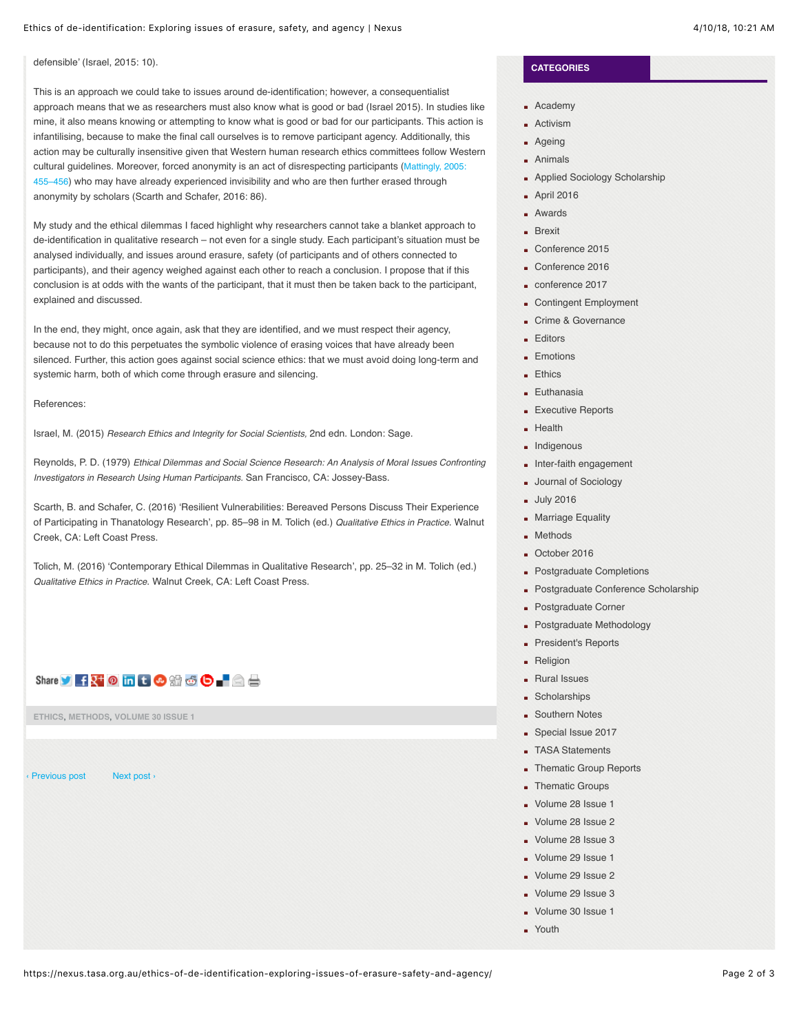defensible' (Israel, 2015: 10).

This is an approach we could take to issues around de-identification; however, a consequentialist approach means that we as researchers must also know what is good or bad (Israel 2015). In studies like mine, it also means knowing or attempting to know what is good or bad for our participants. This action is infantilising, because to make the final call ourselves is to remove participant agency. Additionally, this action may be culturally insensitive given that Western human research ethics committees follow Western cultural guidelines. Moreover, forced anonymity is an act of disrespecting participants (Mattingly, 2005: 455–456) who may have already experienced invisibility and who are then further erased through anonymity by scholars (Scarth and Schafer, 2016: 86).

My study and the ethical dilemmas I faced highlight why researchers cannot take a blanket approach to de-identification in qualitative research – not even for a single study. Each participant's situation must be analysed individually, and issues around erasure, safety (of participants and of others connected to participants), and their agency weighed against each other to reach a conclusion. I propose that if this conclusion is at odds with the wants of the participant, that it must then be taken back to the participant, explained and discussed.

In the end, they might, once again, ask that they are identified, and we must respect their agency, because not to do this perpetuates the symbolic violence of erasing voices that have already been silenced. Further, this action goes against social science ethics: that we must avoid doing long-term and systemic harm, both of which come through erasure and silencing.

References:

Israel, M. (2015) *Research Ethics and Integrity for Social Scientists*, 2nd edn. London: Sage.

Reynolds, P. D. (1979) *Ethical Dilemmas and Social Science Research: An Analysis of Moral Issues Confronting Investigators in Research Using Human Participants.* San Francisco, CA: Jossey-Bass.

Scarth, B. and Schafer, C. (2016) 'Resilient Vulnerabilities: Bereaved Persons Discuss Their Experience of Participating in Thanatology Research', pp. 85–98 in M. Tolich (ed.) *Qualitative Ethics in Practice*. Walnut Creek, CA: Left Coast Press.

Tolich, M. (2016) 'Contemporary Ethical Dilemmas in Qualitative Research', pp. 25–32 in M. Tolich (ed.) *Qualitative Ethics in Practice.* Walnut Creek, CA: Left Coast Press.

Share

ETHICS, METHODS, VOLUME 30 ISSUE 1

‹ Previous post Next post ›

**CATEGORIES**

- Academy
- Activism
- Ageing
- Animals
- Applied Sociology Scholarship
- April 2016
- Awards
- Brexit
- Conference 2015
- Conference 2016
- conference 2017
- Contingent Employment
- Crime & Governance
- Editors
- Emotions
- Ethics
- Euthanasia
- Executive Reports
- Health
- Indigenous
- Inter-faith engagement
- Journal of Sociology
- July 2016
- Marriage Equality
- Methods
- October 2016
- Postgraduate Completions
- Postgraduate Conference Scholarship
- Postgraduate Corner
- Postgraduate Methodology
- President's Reports
- Religion
- Rural Issues
- Scholarships
- Southern Notes
- Special Issue 2017
- TASA Statements
- Thematic Group Reports
- Thematic Groups
- Volume 28 Issue 1
- Volume 28 Issue 2
- Volume 28 Issue 3
- Volume 29 Issue 1
- Volume 29 Issue 2
- Volume 29 Issue 3
- Volume 30 Issue 1
- Youth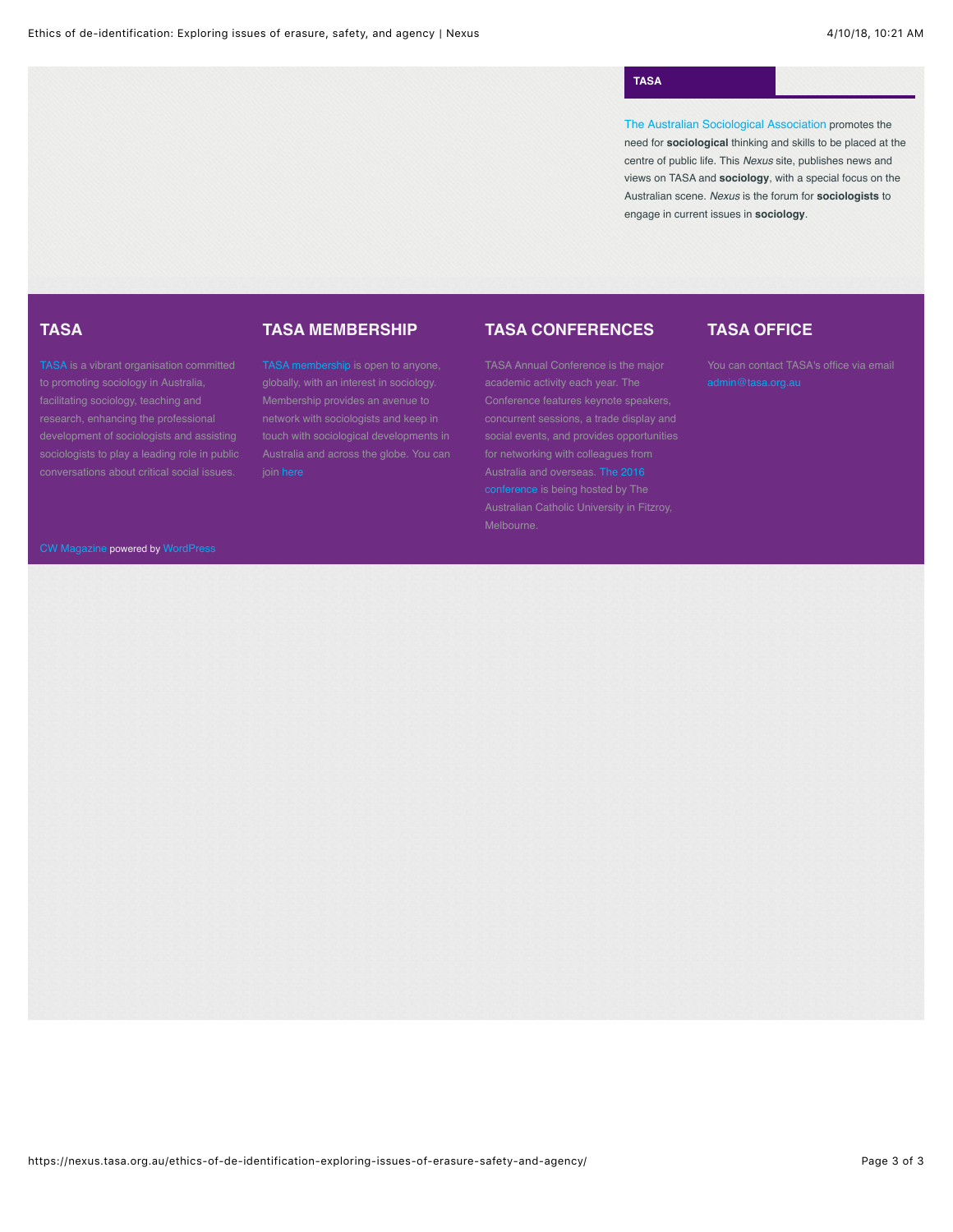## TASA

The Australian Sociological Association promotes the need for **sociological** thinking and skills to be placed at the centre of public life. This *Nexus* site, publishes news and views on TASA and **sociology**, with a special focus on the Australian scene. *Nexus* is the forum for **sociologists** to engage in current issues in **sociology**.

## TASA

TASA is a vibrant organisation committed to promoting sociology in Australia, facilitating sociology, teaching and research, enhancing the professional development of sociologists and assisting sociologists to play a leading role in public conversations about critical social issues.

## TASA MEMBERSHIP

TASA membership is open to anyone, globally, with an interest in sociology. Membership provides an avenue to network with sociologists and keep in touch with sociological developments in Australia and across the globe. You can join here

## TASA CONFERENCES

TASA Annual Conference is the major academic activity each year. The Conference features keynote speakers, concurrent sessions, a trade display and social events, and provides opportunities for networking with colleagues from Australia and overseas. The 2016 conference is being hosted by The Australian Catholic University in Fitzroy, Melbourne.

## TASA OFFICE

You can contact TASA's office via email admin@tasa.org.au

CW Magazine powered by WordPress